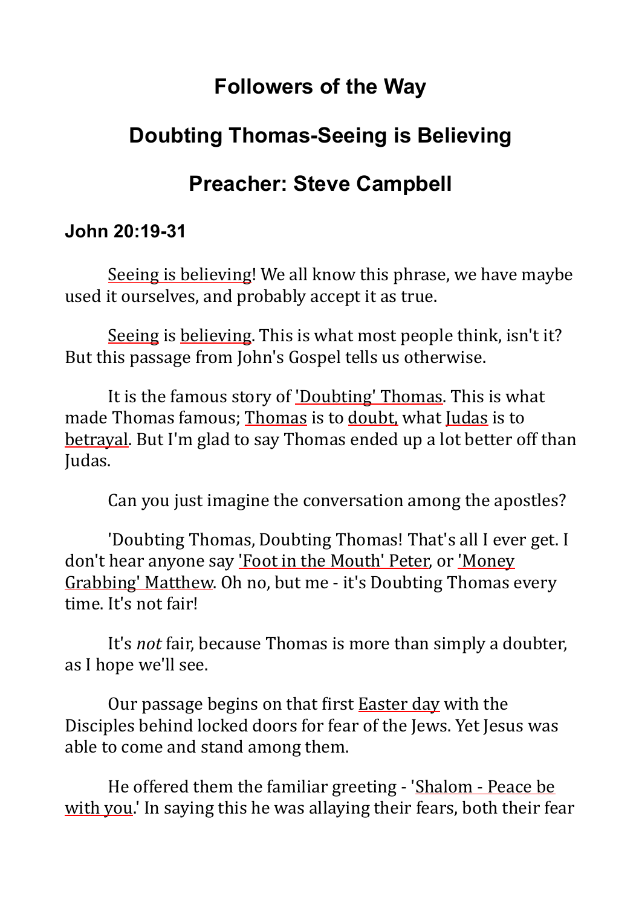# Followers of the Way

## Doubting Thomas-Seeing is Believing

## Preacher: Steve Campbell

### John 20:19-31

Seeing is believing! We all know this phrase, we have maybe used it ourselves, and probably accept it as true.

Seeing is believing. This is what most people think, isn't it? But this passage from John's Gospel tells us otherwise.

It is the famous story of 'Doubting' Thomas. This is what made Thomas famous; Thomas is to doubt, what Judas is to betrayal. But I'm glad to say Thomas ended up a lot better off than Judas.

Can you just imagine the conversation among the apostles?

'Doubting Thomas, Doubting Thomas! That's all I ever get. I don't hear anyone say 'Foot in the Mouth' Peter, or 'Money Grabbing' Matthew. Oh no, but me - it's Doubting Thomas every time. It's not fair!

It's *not* fair, because Thomas is more than simply a doubter, as I hope we'll see.

Our passage begins on that first Easter day with the Disciples behind locked doors for fear of the Jews. Yet Jesus was able to come and stand among them.

He offered them the familiar greeting - 'Shalom - Peace be with you.' In saying this he was allaying their fears, both their fear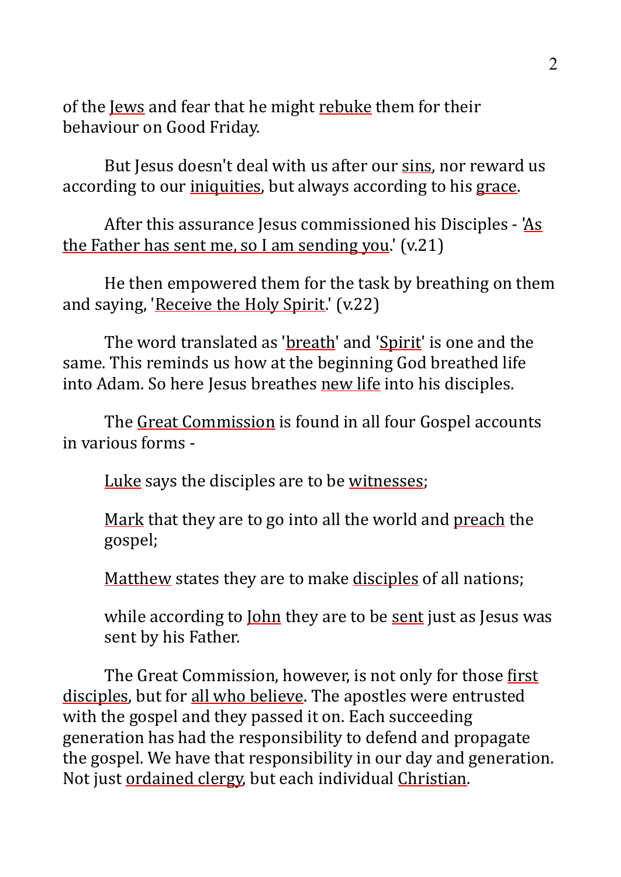of the Jews and fear that he might rebuke them for their behaviour on Good Friday.

But Jesus doesn't deal with us after our sins, nor reward us according to our iniquities, but always according to his grace.

After this assurance Jesus commissioned his Disciples - 'As the Father has sent me, so I am sending you.' (v.21)

He then empowered them for the task by breathing on them and saying, 'Receive the Holy Spirit.' (v.22)

The word translated as 'breath' and 'Spirit' is one and the same. This reminds us how at the beginning God breathed life into Adam. So here Jesus breathes new life into his disciples.

The Great Commission is found in all four Gospel accounts in various forms -

> Luke says the disciples are to be witnesses;
>
> Mark that they are to go into all the world and preach the gospel;
>
> Matthew states they are to make disciples of all nations;
>
> while according to John they are to be sent just as Jesus was sent by his Father.

The Great Commission, however, is not only for those first disciples, but for all who believe. The apostles were entrusted with the gospel and they passed it on. Each succeeding generation has had the responsibility to defend and propagate the gospel. We have that responsibility in our day and generation. Not just ordained clergy, but each individual Christian.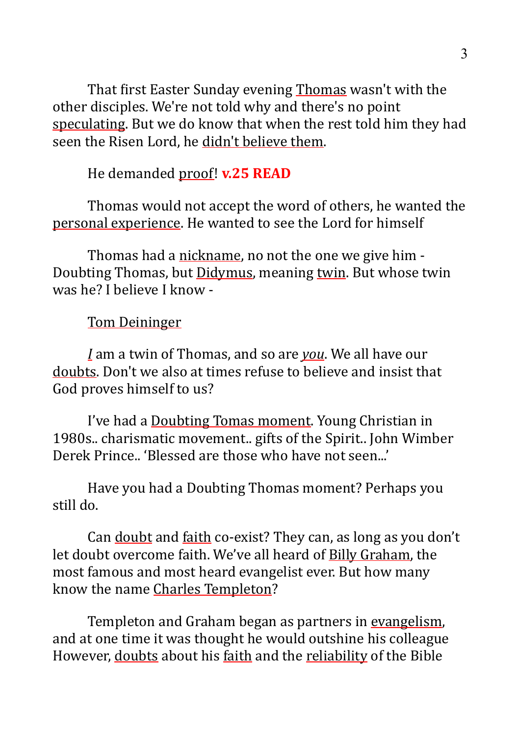That first Easter Sunday evening <u>Thomas</u> wasn't with the other disciples. We're not told why and there's no point <u>speculating</u>. But we do know that when the rest told him they had seen the Risen Lord, he <u>didn't believe them</u>.

He demanded <u>proof</u>! **v.25 READ**

Thomas would not accept the word of others, he wanted the <u>personal experience</u>. He wanted to see the Lord for himself

Thomas had a <u>nickname</u>, no not the one we give him - Doubting Thomas, but <u>Didymus</u>, meaning <u>twin</u>. But whose twin was he? I believe I know -

<u>Tom Deininger</u>

*<u>I</u>* am a twin of Thomas, and so are *<u>you</u>*. We all have our <u>doubts</u>. Don't we also at times refuse to believe and insist that God proves himself to us?

I've had a <u>Doubting Tomas moment</u>. Young Christian in 1980s.. charismatic movement.. gifts of the Spirit.. John Wimber Derek Prince.. 'Blessed are those who have not seen...'

Have you had a Doubting Thomas moment? Perhaps you still do.

Can <u>doubt</u> and <u>faith</u> co-exist? They can, as long as you don't let doubt overcome faith. We've all heard of <u>Billy Graham</u>, the most famous and most heard evangelist ever. But how many know the name <u>Charles Templeton</u>?

Templeton and Graham began as partners in <u>evangelism</u>, and at one time it was thought he would outshine his colleague However, <u>doubts</u> about his <u>faith</u> and the <u>reliability</u> of the Bible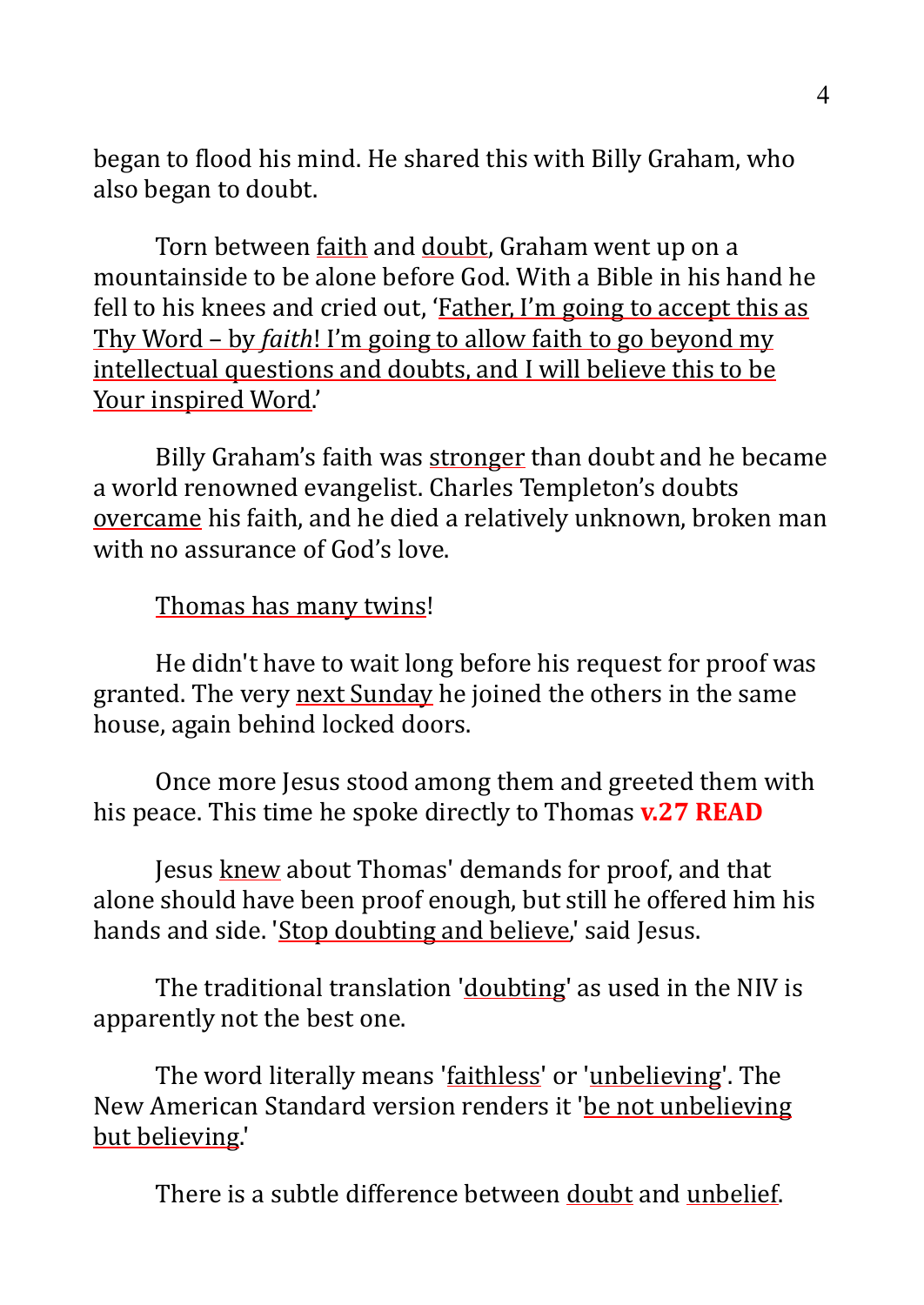began to flood his mind. He shared this with Billy Graham, who also began to doubt.

Torn between faith and doubt, Graham went up on a mountainside to be alone before God. With a Bible in his hand he fell to his knees and cried out, 'Father, I'm going to accept this as Thy Word – by *faith*! I'm going to allow faith to go beyond my intellectual questions and doubts, and I will believe this to be Your inspired Word.'

Billy Graham's faith was stronger than doubt and he became a world renowned evangelist. Charles Templeton's doubts overcame his faith, and he died a relatively unknown, broken man with no assurance of God's love.

Thomas has many twins!

He didn't have to wait long before his request for proof was granted. The very next Sunday he joined the others in the same house, again behind locked doors.

Once more Jesus stood among them and greeted them with his peace. This time he spoke directly to Thomas **v.27 READ**

Jesus knew about Thomas' demands for proof, and that alone should have been proof enough, but still he offered him his hands and side. 'Stop doubting and believe,' said Jesus.

The traditional translation 'doubting' as used in the NIV is apparently not the best one.

The word literally means 'faithless' or 'unbelieving'. The New American Standard version renders it 'be not unbelieving but believing.'

There is a subtle difference between doubt and unbelief.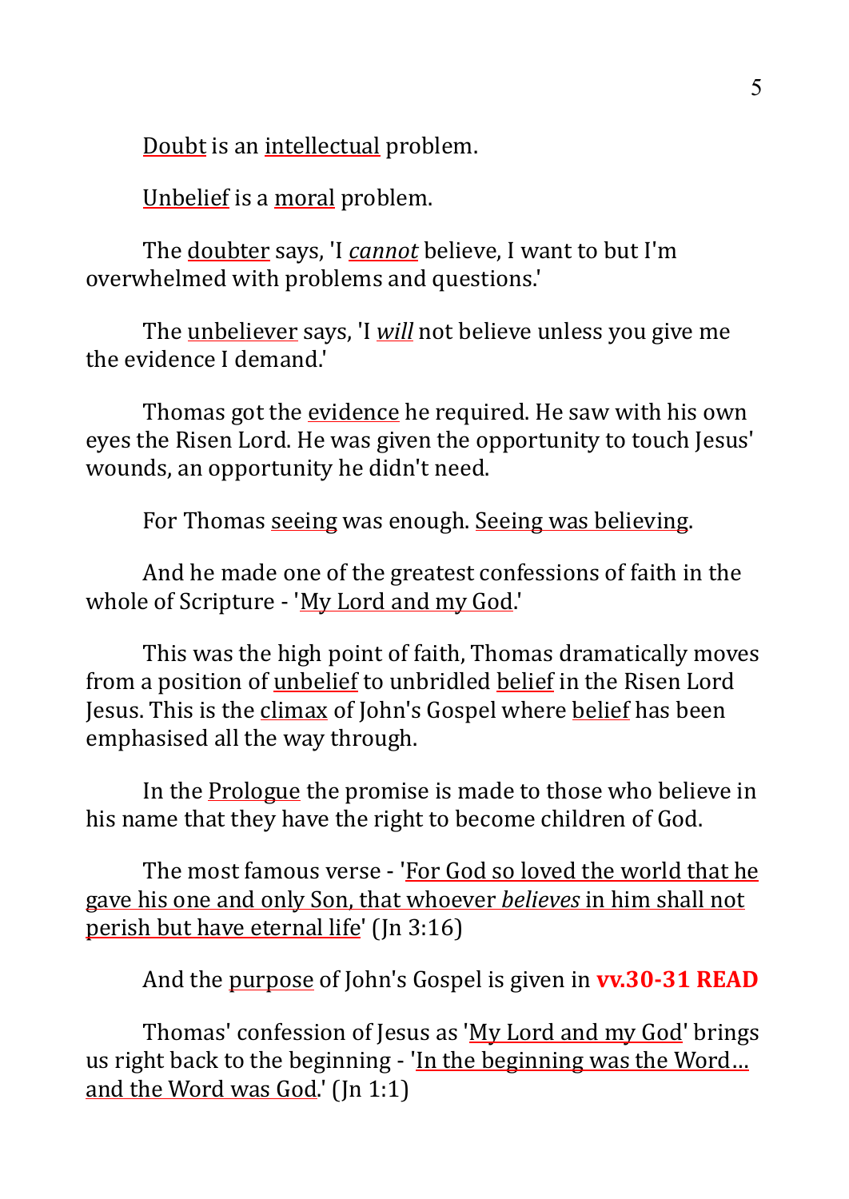Doubt is an intellectual problem.

Unbelief is a moral problem.

The doubter says, 'I *cannot* believe, I want to but I'm overwhelmed with problems and questions.'

The unbeliever says, 'I *will* not believe unless you give me the evidence I demand.'

Thomas got the evidence he required. He saw with his own eyes the Risen Lord. He was given the opportunity to touch Jesus' wounds, an opportunity he didn't need.

For Thomas seeing was enough. Seeing was believing.

And he made one of the greatest confessions of faith in the whole of Scripture - 'My Lord and my God.'

This was the high point of faith, Thomas dramatically moves from a position of unbelief to unbridled belief in the Risen Lord Jesus. This is the climax of John's Gospel where belief has been emphasised all the way through.

In the Prologue the promise is made to those who believe in his name that they have the right to become children of God.

The most famous verse - 'For God so loved the world that he gave his one and only Son, that whoever *believes* in him shall not perish but have eternal life' (Jn 3:16)

And the purpose of John's Gospel is given in **vv.30-31 READ**

Thomas' confession of Jesus as 'My Lord and my God' brings us right back to the beginning - 'In the beginning was the Word... and the Word was God.' (Jn 1:1)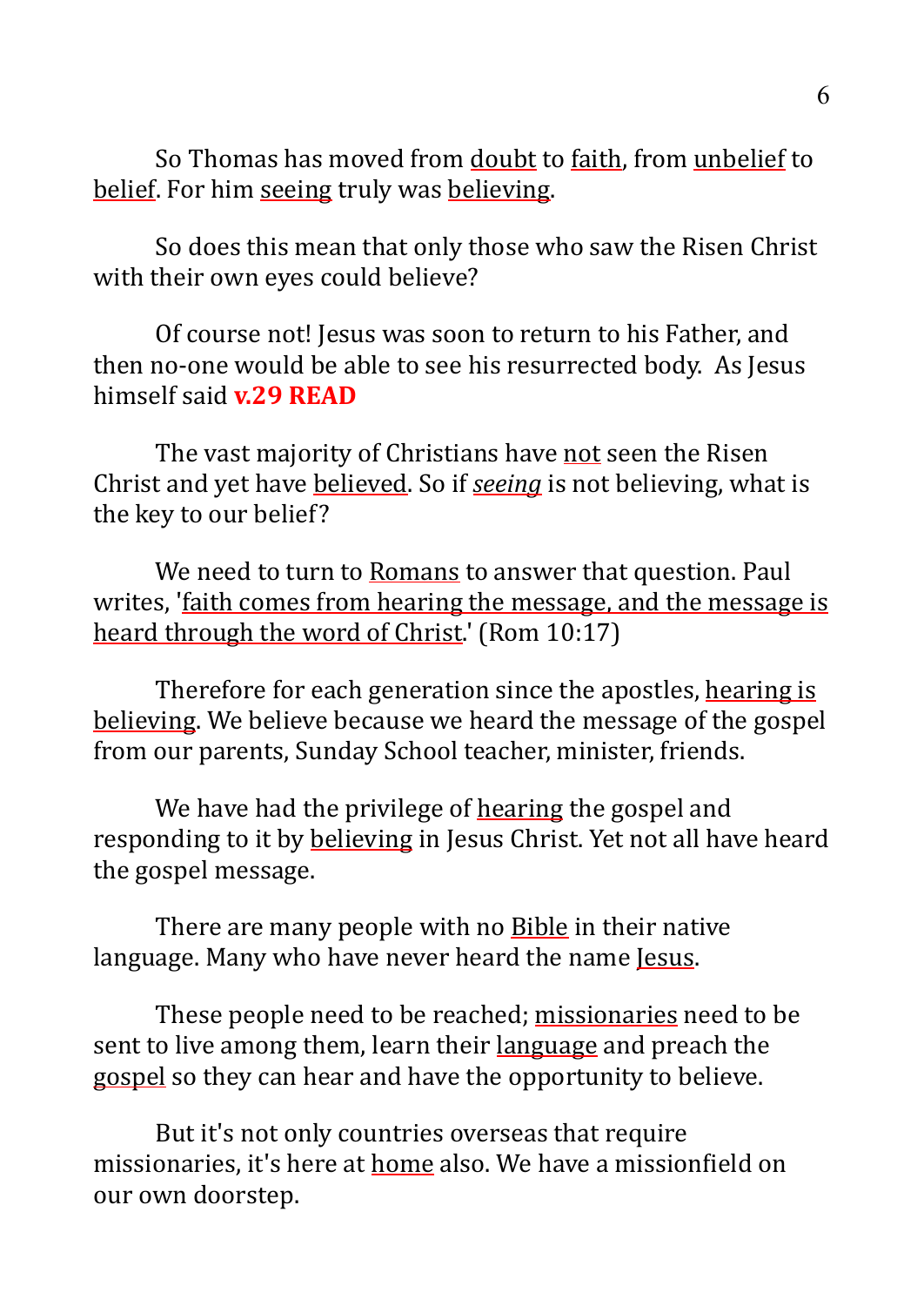So Thomas has moved from doubt to faith, from unbelief to belief. For him seeing truly was believing.

So does this mean that only those who saw the Risen Christ with their own eyes could believe?

Of course not! Jesus was soon to return to his Father, and then no-one would be able to see his resurrected body. As Jesus himself said **v.29 READ**

The vast majority of Christians have not seen the Risen Christ and yet have believed. So if *seeing* is not believing, what is the key to our belief?

We need to turn to Romans to answer that question. Paul writes, 'faith comes from hearing the message, and the message is heard through the word of Christ.' (Rom 10:17)

Therefore for each generation since the apostles, hearing is believing. We believe because we heard the message of the gospel from our parents, Sunday School teacher, minister, friends.

We have had the privilege of hearing the gospel and responding to it by believing in Jesus Christ. Yet not all have heard the gospel message.

There are many people with no Bible in their native language. Many who have never heard the name Jesus.

These people need to be reached; missionaries need to be sent to live among them, learn their language and preach the gospel so they can hear and have the opportunity to believe.

But it's not only countries overseas that require missionaries, it's here at home also. We have a missionfield on our own doorstep.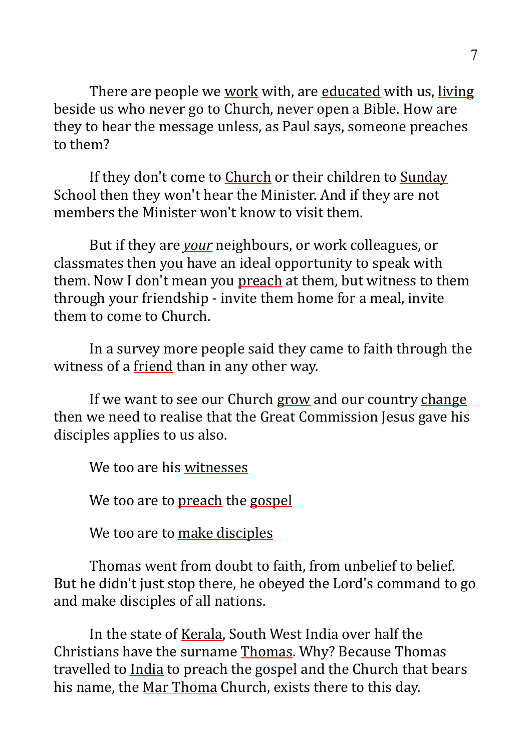There are people we work with, are educated with us, living beside us who never go to Church, never open a Bible. How are they to hear the message unless, as Paul says, someone preaches to them?

If they don't come to Church or their children to Sunday School then they won't hear the Minister. And if they are not members the Minister won't know to visit them.

But if they are *your* neighbours, or work colleagues, or classmates then you have an ideal opportunity to speak with them. Now I don't mean you preach at them, but witness to them through your friendship - invite them home for a meal, invite them to come to Church.

In a survey more people said they came to faith through the witness of a friend than in any other way.

If we want to see our Church grow and our country change then we need to realise that the Great Commission Jesus gave his disciples applies to us also.

We too are his witnesses

We too are to preach the gospel

We too are to make disciples

Thomas went from doubt to faith, from unbelief to belief. But he didn't just stop there, he obeyed the Lord's command to go and make disciples of all nations.

In the state of Kerala, South West India over half the Christians have the surname Thomas. Why? Because Thomas travelled to India to preach the gospel and the Church that bears his name, the Mar Thoma Church, exists there to this day.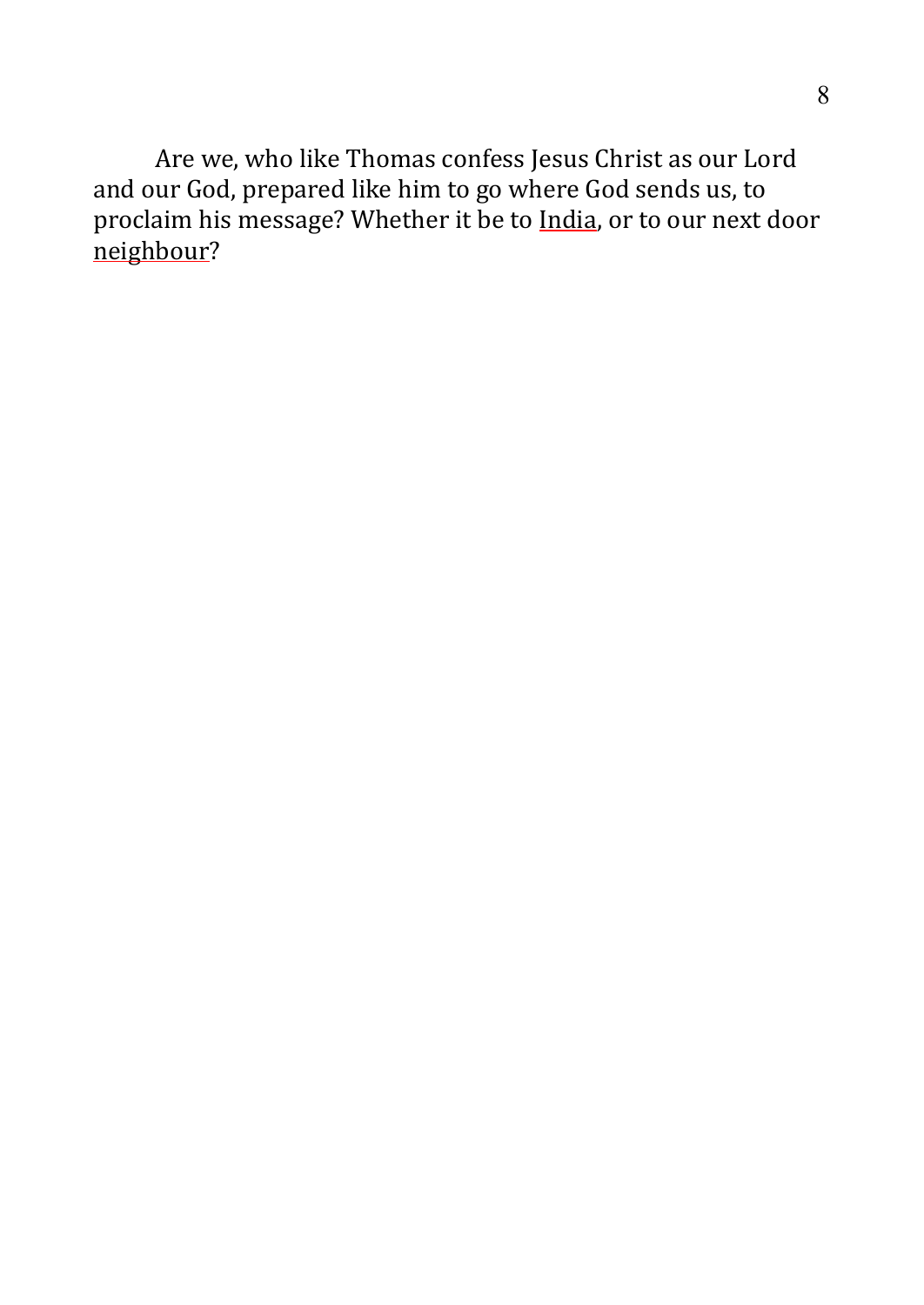Are we, who like Thomas confess Jesus Christ as our Lord and our God, prepared like him to go where God sends us, to proclaim his message? Whether it be to India, or to our next door neighbour?